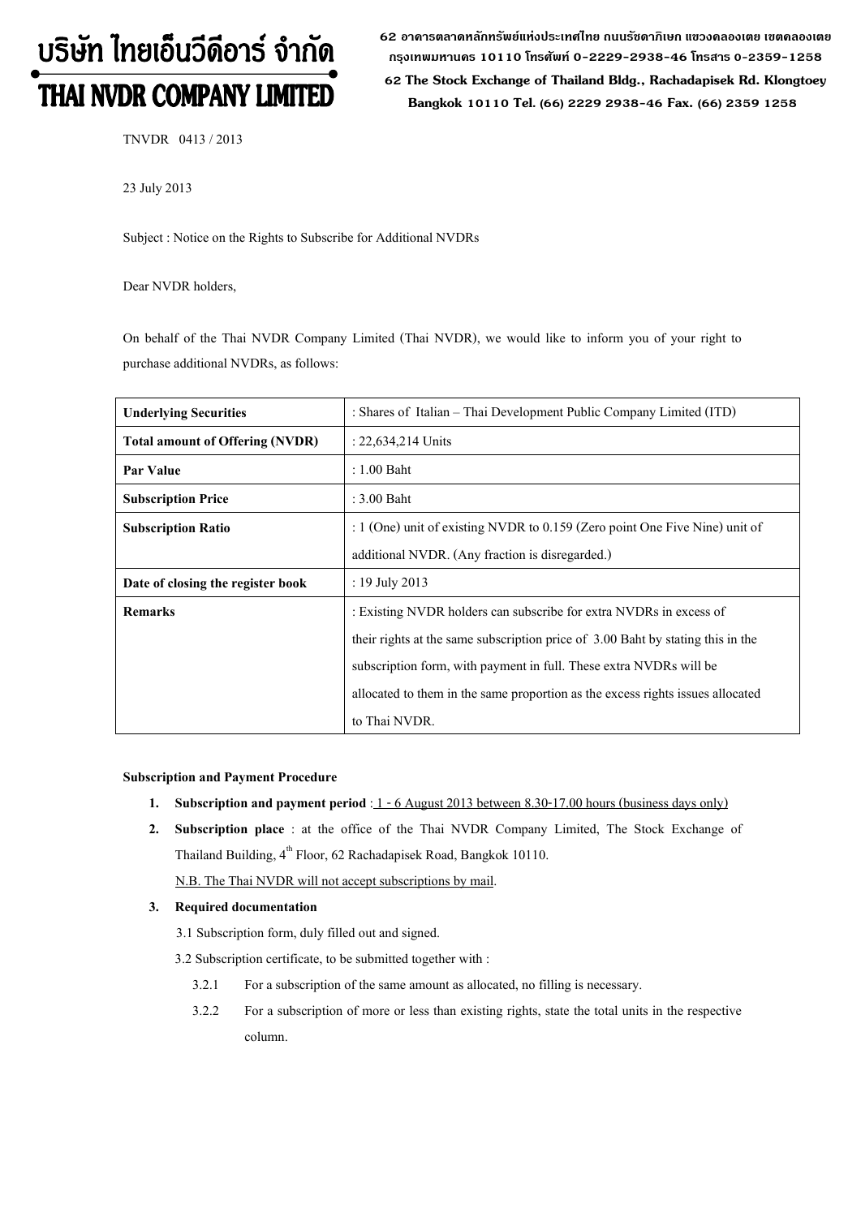# บริษัท ไทยเอ็นวีดีอาร์ จำกัด
# THAI NVDR COMPANY LIMITED

62 อาคารตลาดหลักทรัพย์แห่งประเทศไทย ถนนรัชดาภิเษก แขวงคลองเตย เขตคลองเตย กรุงเทพมหานคร 10110 โทรศัพท์ 0-2229-2938-46 โทรสาร 0-2359-1258
62 The Stock Exchange of Thailand Bldg., Rachadapisek Rd. Klongtoey Bangkok 10110 Tel. (66) 2229 2938-46 Fax. (66) 2359 1258

TNVDR 0413 / 2013

23 July 2013

Subject : Notice on the Rights to Subscribe for Additional NVDRs

Dear NVDR holders,

On behalf of the Thai NVDR Company Limited (Thai NVDR), we would like to inform you of your right to purchase additional NVDRs, as follows:

| **Underlying Securities** | : Shares of Italian – Thai Development Public Company Limited (ITD) |
|---|---|
| **Total amount of Offering (NVDR)** | : 22,634,214 Units |
| **Par Value** | : 1.00 Baht |
| **Subscription Price** | : 3.00 Baht |
| **Subscription Ratio** | : 1 (One) unit of existing NVDR to 0.159 (Zero point One Five Nine) unit of additional NVDR. (Any fraction is disregarded.) |
| **Date of closing the register book** | : 19 July 2013 |
| **Remarks** | : Existing NVDR holders can subscribe for extra NVDRs in excess of their rights at the same subscription price of 3.00 Baht by stating this in the subscription form, with payment in full. These extra NVDRs will be allocated to them in the same proportion as the excess rights issues allocated to Thai NVDR. |

**Subscription and Payment Procedure**

1. **Subscription and payment period** : 1 - 6 August 2013 between 8.30-17.00 hours (business days only)
2. **Subscription place** : at the office of the Thai NVDR Company Limited, The Stock Exchange of Thailand Building, 4th Floor, 62 Rachadapisek Road, Bangkok 10110.
   N.B. The Thai NVDR will not accept subscriptions by mail.
3. **Required documentation**
   3.1 Subscription form, duly filled out and signed.
   3.2 Subscription certificate, to be submitted together with :
      3.2.1 For a subscription of the same amount as allocated, no filling is necessary.
      3.2.2 For a subscription of more or less than existing rights, state the total units in the respective column.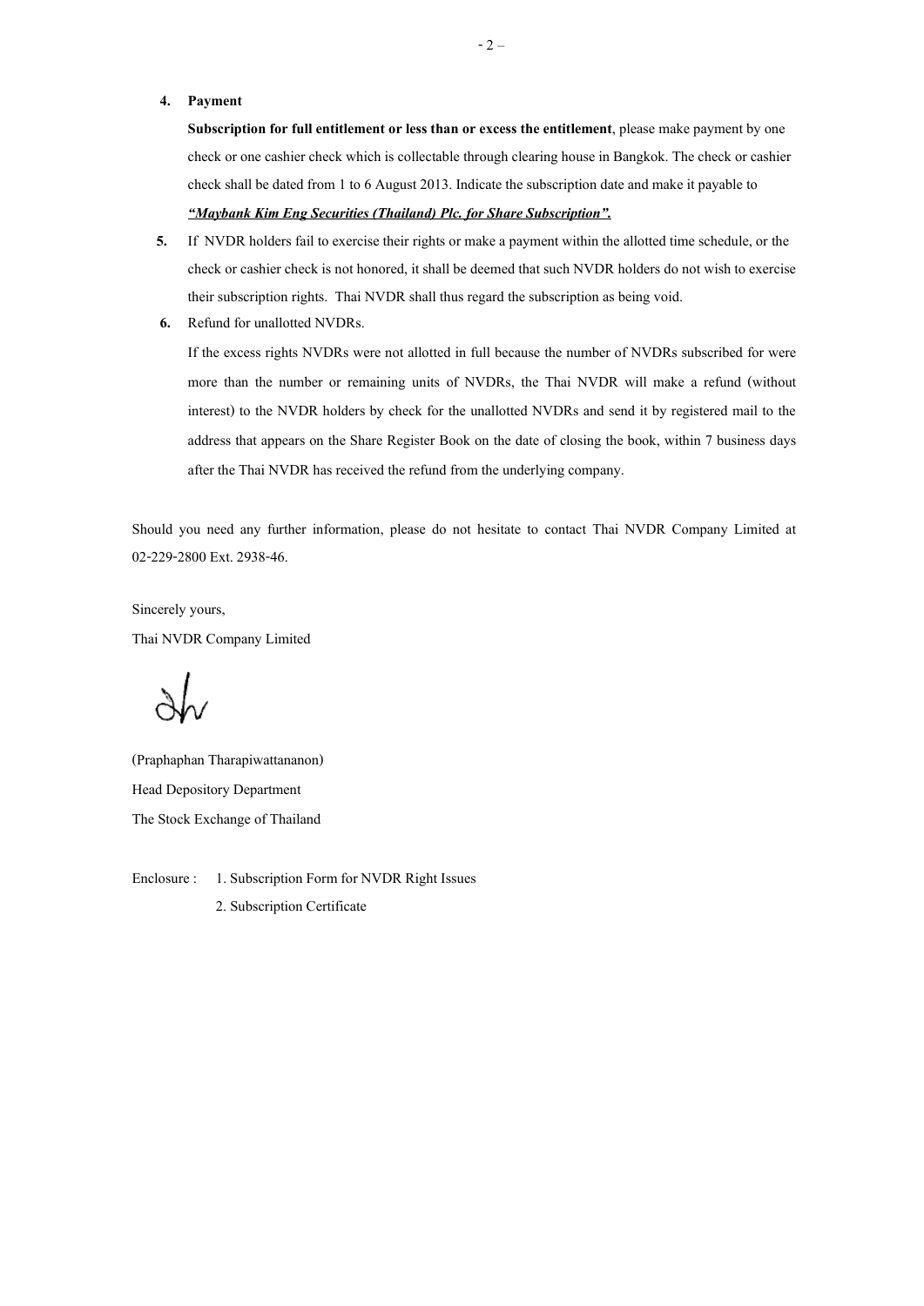4. **Payment**

   **Subscription for full entitlement or less than or excess the entitlement**, please make payment by one check or one cashier check which is collectable through clearing house in Bangkok. The check or cashier check shall be dated from 1 to 6 August 2013. Indicate the subscription date and make it payable to ***"Maybank Kim Eng Securities (Thailand) Plc. for Share Subscription".***

5. If NVDR holders fail to exercise their rights or make a payment within the allotted time schedule, or the check or cashier check is not honored, it shall be deemed that such NVDR holders do not wish to exercise their subscription rights. Thai NVDR shall thus regard the subscription as being void.

6. Refund for unallotted NVDRs.

   If the excess rights NVDRs were not allotted in full because the number of NVDRs subscribed for were more than the number or remaining units of NVDRs, the Thai NVDR will make a refund (without interest) to the NVDR holders by check for the unallotted NVDRs and send it by registered mail to the address that appears on the Share Register Book on the date of closing the book, within 7 business days after the Thai NVDR has received the refund from the underlying company.

Should you need any further information, please do not hesitate to contact Thai NVDR Company Limited at 02-229-2800 Ext. 2938-46.

Sincerely yours,

Thai NVDR Company Limited

(Praphaphan Tharapiwattananon)

Head Depository Department

The Stock Exchange of Thailand

Enclosure : 1. Subscription Form for NVDR Right Issues

2. Subscription Certificate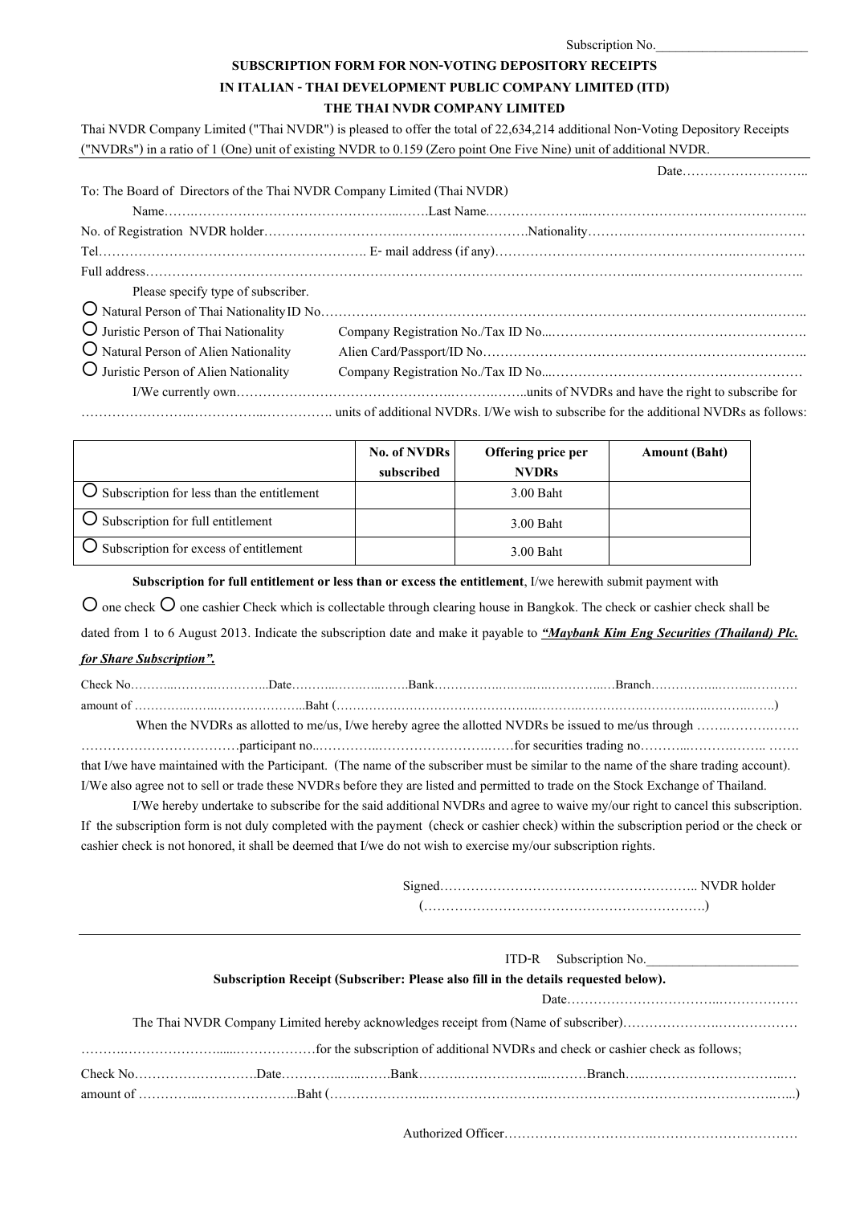Subscription No.______________________

**SUBSCRIPTION FORM FOR NON-VOTING DEPOSITORY RECEIPTS**
**IN ITALIAN - THAI DEVELOPMENT PUBLIC COMPANY LIMITED (ITD)**
**THE THAI NVDR COMPANY LIMITED**

Thai NVDR Company Limited ("Thai NVDR") is pleased to offer the total of 22,634,214 additional Non-Voting Depository Receipts ("NVDRs") in a ratio of 1 (One) unit of existing NVDR to 0.159 (Zero point One Five Nine) unit of additional NVDR.

Date………………………..

To: The Board of Directors of the Thai NVDR Company Limited (Thai NVDR)

Name……..……………………………………..…….Last Name.…………………..…………………………………………..

No. of Registration NVDR holder………………………..…………..…………….Nationality……….…………………………..………

Tel……………………………………………………. E- mail address (if any)……………………………………………………..……………

Full address……………………………………………………………………………………………………..………………………………..

Please specify type of subscriber.

○ Natural Person of Thai Nationality ID No…………………………………………………………………………………………….……..

○ Juristic Person of Thai Nationality Company Registration No./Tax ID No...………………………………………………….

○ Natural Person of Alien Nationality Alien Card/Passport/ID No………………………………………………………………..

○ Juristic Person of Alien Nationality Company Registration No./Tax ID No...…………………………………………………

I/We currently own……………………………………….……….……..units of NVDRs and have the right to subscribe for ……………………..……………..……………. units of additional NVDRs. I/We wish to subscribe for the additional NVDRs as follows:

| | No. of NVDRs subscribed | Offering price per NVDRs | Amount (Baht) |
|---|---|---|---|
| ○ Subscription for less than the entitlement | | 3.00 Baht | |
| ○ Subscription for full entitlement | | 3.00 Baht | |
| ○ Subscription for excess of entitlement | | 3.00 Baht | |

**Subscription for full entitlement or less than or excess the entitlement**, I/we herewith submit payment with

○ one check ○ one cashier Check which is collectable through clearing house in Bangkok. The check or cashier check shall be dated from 1 to 6 August 2013. Indicate the subscription date and make it payable to ***"Maybank Kim Eng Securities (Thailand) Plc. for Share Subscription".***

Check No………..……….…………..Date………..……..……..Bank…………….……..….…………..…Branch……………..……..…………

amount of …………..……..………………...Baht (………………………………………..……..…………………….…….………….……..)

When the NVDRs as allotted to me/us, I/we hereby agree the allotted NVDRs be issued to me/us through …….……….……. ………………………………participant no..…………..………………….……for securities trading no………..…….….….. ……. that I/we have maintained with the Participant. (The name of the subscriber must be similar to the name of the share trading account). I/We also agree not to sell or trade these NVDRs before they are listed and permitted to trade on the Stock Exchange of Thailand.

I/We hereby undertake to subscribe for the said additional NVDRs and agree to waive my/our right to cancel this subscription. If the subscription form is not duly completed with the payment (check or cashier check) within the subscription period or the check or cashier check is not honored, it shall be deemed that I/we do not wish to exercise my/our subscription rights.

Signed………………………………………………….. NVDR holder

(……………………………………………………….)

---

ITD-R Subscription No.______________________

**Subscription Receipt (Subscriber: Please also fill in the details requested below).**

Date……………………………..………………

The Thai NVDR Company Limited hereby acknowledges receipt from (Name of subscriber)…………………..………………

……….…………………......………………for the subscription of additional NVDRs and check or cashier check as follows;

Check No……………………….Date………….…..…….Bank……….………………..………Branch…..…………………………..…

amount of …………..…………………..Baht (…………………..…………………………………………………………….…...)

Authorized Officer…………………………….……………………………